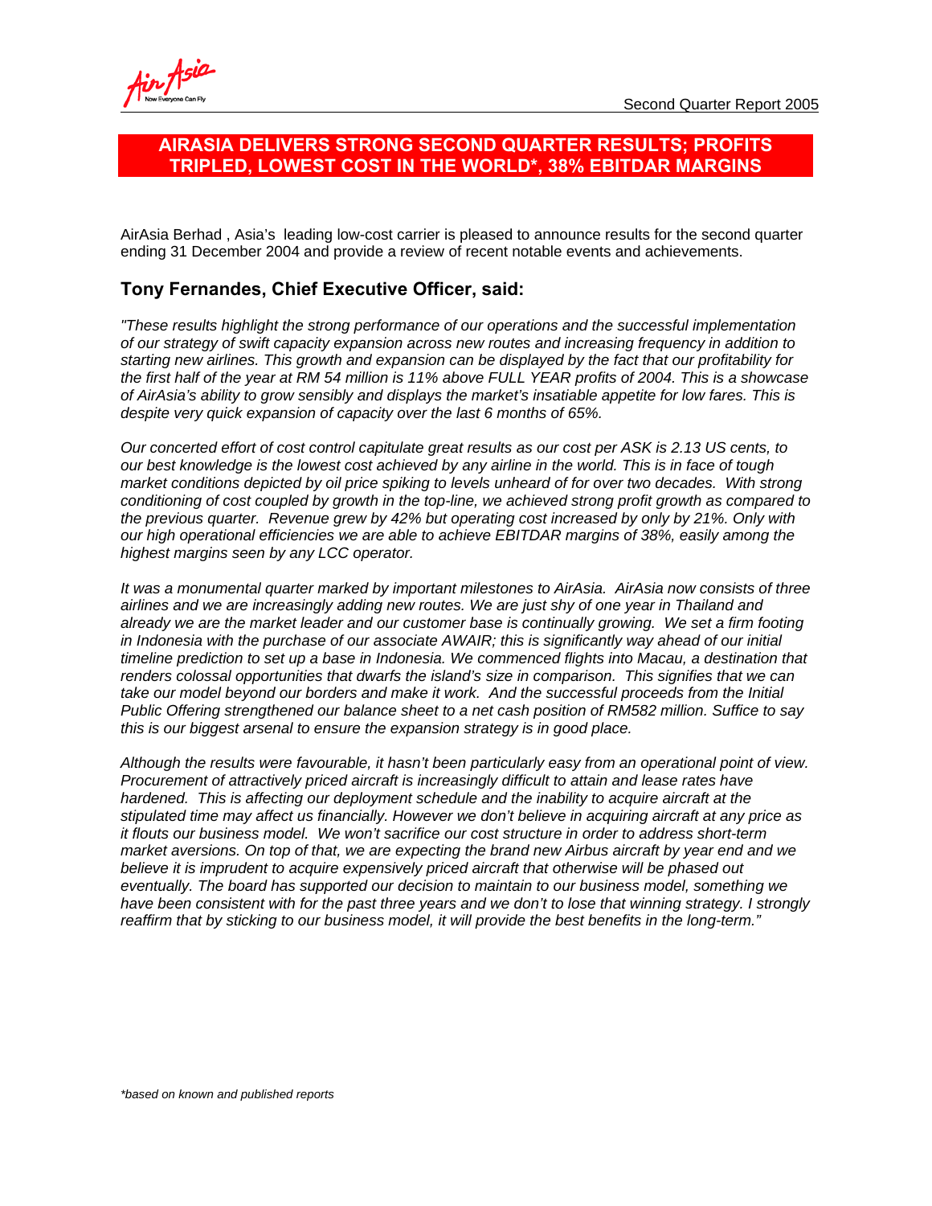# AIRASIA DELIVERS STRONG SECOND QUARTER RESULTS; PROFITS TRIPLED, LOWEST COST IN THE WORLD*, 38% EBITDAR MARGINS

AirAsia Berhad , Asia's leading low-cost carrier is pleased to announce results for the second quarter ending 31 December 2004 and provide a review of recent notable events and achievements.

## Tony Fernandes, Chief Executive Officer, said:

*"These results highlight the strong performance of our operations and the successful implementation of our strategy of swift capacity expansion across new routes and increasing frequency in addition to starting new airlines. This growth and expansion can be displayed by the fact that our profitability for the first half of the year at RM 54 million is 11% above FULL YEAR profits of 2004. This is a showcase of AirAsia's ability to grow sensibly and displays the market's insatiable appetite for low fares. This is despite very quick expansion of capacity over the last 6 months of 65%.*

*Our concerted effort of cost control capitulate great results as our cost per ASK is 2.13 US cents, to our best knowledge is the lowest cost achieved by any airline in the world. This is in face of tough market conditions depicted by oil price spiking to levels unheard of for over two decades. With strong conditioning of cost coupled by growth in the top-line, we achieved strong profit growth as compared to the previous quarter. Revenue grew by 42% but operating cost increased by only by 21%. Only with our high operational efficiencies we are able to achieve EBITDAR margins of 38%, easily among the highest margins seen by any LCC operator.*

*It was a monumental quarter marked by important milestones to AirAsia. AirAsia now consists of three airlines and we are increasingly adding new routes. We are just shy of one year in Thailand and already we are the market leader and our customer base is continually growing. We set a firm footing in Indonesia with the purchase of our associate AWAIR; this is significantly way ahead of our initial timeline prediction to set up a base in Indonesia. We commenced flights into Macau, a destination that renders colossal opportunities that dwarfs the island's size in comparison. This signifies that we can take our model beyond our borders and make it work. And the successful proceeds from the Initial Public Offering strengthened our balance sheet to a net cash position of RM582 million. Suffice to say this is our biggest arsenal to ensure the expansion strategy is in good place.*

*Although the results were favourable, it hasn't been particularly easy from an operational point of view. Procurement of attractively priced aircraft is increasingly difficult to attain and lease rates have hardened. This is affecting our deployment schedule and the inability to acquire aircraft at the stipulated time may affect us financially. However we don't believe in acquiring aircraft at any price as it flouts our business model. We won't sacrifice our cost structure in order to address short-term market aversions. On top of that, we are expecting the brand new Airbus aircraft by year end and we believe it is imprudent to acquire expensively priced aircraft that otherwise will be phased out eventually. The board has supported our decision to maintain to our business model, something we have been consistent with for the past three years and we don't to lose that winning strategy. I strongly reaffirm that by sticking to our business model, it will provide the best benefits in the long-term."*

*\*based on known and published reports*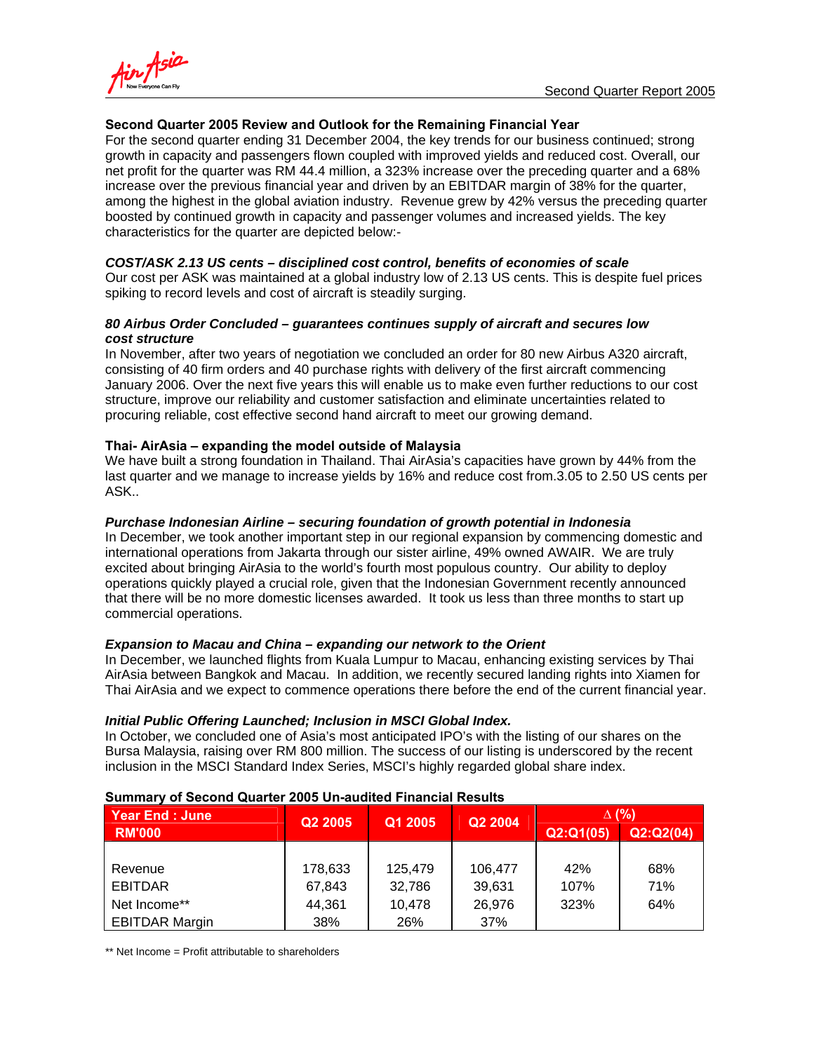## Second Quarter 2005 Review and Outlook for the Remaining Financial Year

For the second quarter ending 31 December 2004, the key trends for our business continued; strong growth in capacity and passengers flown coupled with improved yields and reduced cost. Overall, our net profit for the quarter was RM 44.4 million, a 323% increase over the preceding quarter and a 68% increase over the previous financial year and driven by an EBITDAR margin of 38% for the quarter, among the highest in the global aviation industry. Revenue grew by 42% versus the preceding quarter boosted by continued growth in capacity and passenger volumes and increased yields. The key characteristics for the quarter are depicted below:-

***COST/ASK 2.13 US cents – disciplined cost control, benefits of economies of scale***

Our cost per ASK was maintained at a global industry low of 2.13 US cents. This is despite fuel prices spiking to record levels and cost of aircraft is steadily surging.

***80 Airbus Order Concluded – guarantees continues supply of aircraft and secures low cost structure***

In November, after two years of negotiation we concluded an order for 80 new Airbus A320 aircraft, consisting of 40 firm orders and 40 purchase rights with delivery of the first aircraft commencing January 2006. Over the next five years this will enable us to make even further reductions to our cost structure, improve our reliability and customer satisfaction and eliminate uncertainties related to procuring reliable, cost effective second hand aircraft to meet our growing demand.

**Thai- AirAsia – expanding the model outside of Malaysia**

We have built a strong foundation in Thailand. Thai AirAsia's capacities have grown by 44% from the last quarter and we manage to increase yields by 16% and reduce cost from.3.05 to 2.50 US cents per ASK..

***Purchase Indonesian Airline – securing foundation of growth potential in Indonesia***

In December, we took another important step in our regional expansion by commencing domestic and international operations from Jakarta through our sister airline, 49% owned AWAIR. We are truly excited about bringing AirAsia to the world's fourth most populous country. Our ability to deploy operations quickly played a crucial role, given that the Indonesian Government recently announced that there will be no more domestic licenses awarded. It took us less than three months to start up commercial operations.

***Expansion to Macau and China – expanding our network to the Orient***

In December, we launched flights from Kuala Lumpur to Macau, enhancing existing services by Thai AirAsia between Bangkok and Macau. In addition, we recently secured landing rights into Xiamen for Thai AirAsia and we expect to commence operations there before the end of the current financial year.

***Initial Public Offering Launched; Inclusion in MSCI Global Index.***

In October, we concluded one of Asia's most anticipated IPO's with the listing of our shares on the Bursa Malaysia, raising over RM 800 million. The success of our listing is underscored by the recent inclusion in the MSCI Standard Index Series, MSCI's highly regarded global share index.

**Summary of Second Quarter 2005 Un-audited Financial Results**

| Year End : June RM'000 | Q2 2005 | Q1 2005 | Q2 2004 | Δ (%) | |
|---|---|---|---|---|---|
| | | | | Q2:Q1(05) | Q2:Q2(04) |
| Revenue | 178,633 | 125,479 | 106,477 | 42% | 68% |
| EBITDAR | 67,843 | 32,786 | 39,631 | 107% | 71% |
| Net Income** | 44,361 | 10,478 | 26,976 | 323% | 64% |
| EBITDAR Margin | 38% | 26% | 37% | | |

** Net Income = Profit attributable to shareholders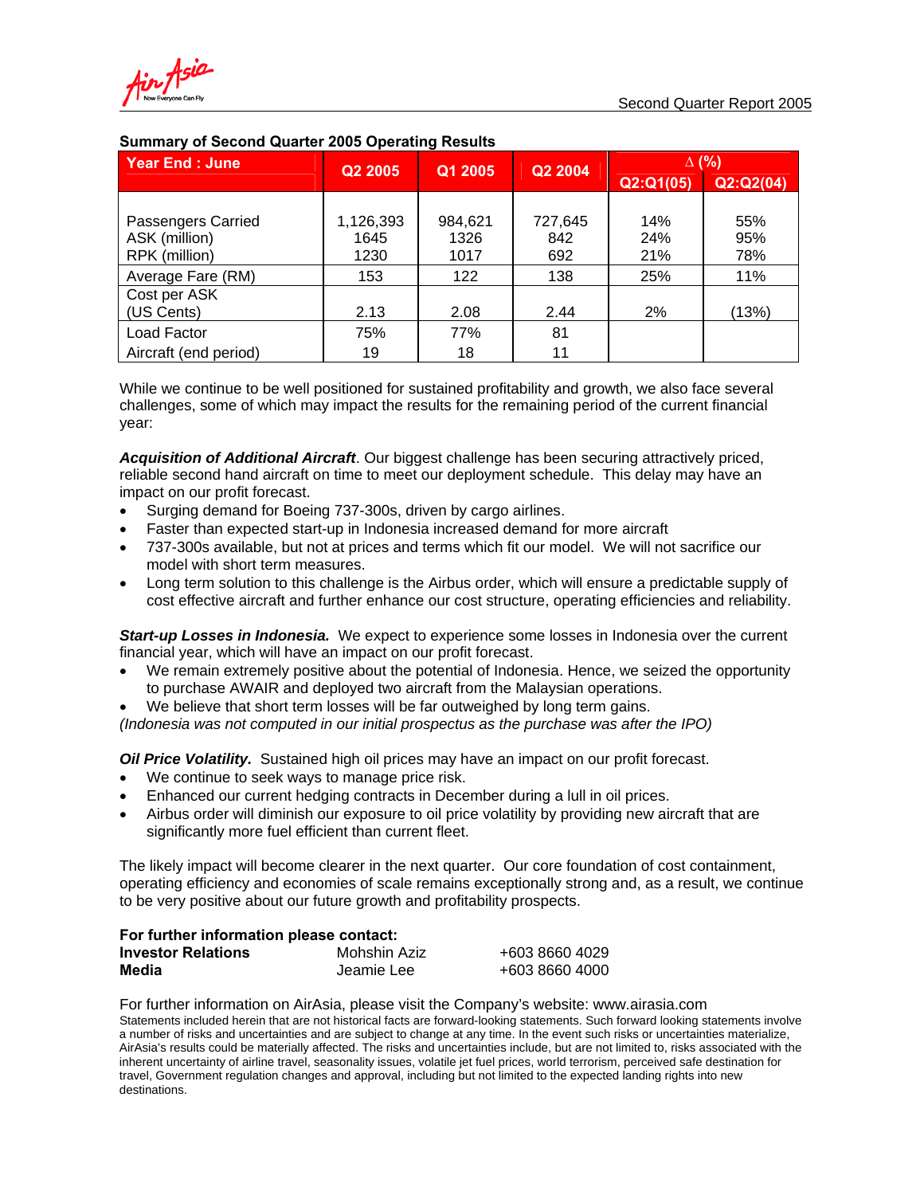### Summary of Second Quarter 2005 Operating Results

| Year End : June | Q2 2005 | Q1 2005 | Q2 2004 | Δ (%) | |
|---|---|---|---|---|---|
| | | | | Q2:Q1(05) | Q2:Q2(04) |
| Passengers Carried | 1,126,393 | 984,621 | 727,645 | 14% | 55% |
| ASK (million) | 1645 | 1326 | 842 | 24% | 95% |
| RPK (million) | 1230 | 1017 | 692 | 21% | 78% |
| Average Fare (RM) | 153 | 122 | 138 | 25% | 11% |
| Cost per ASK (US Cents) | 2.13 | 2.08 | 2.44 | 2% | (13%) |
| Load Factor | 75% | 77% | 81 | | |
| Aircraft (end period) | 19 | 18 | 11 | | |

While we continue to be well positioned for sustained profitability and growth, we also face several challenges, some of which may impact the results for the remaining period of the current financial year:

***Acquisition of Additional Aircraft***. Our biggest challenge has been securing attractively priced, reliable second hand aircraft on time to meet our deployment schedule. This delay may have an impact on our profit forecast.

- Surging demand for Boeing 737-300s, driven by cargo airlines.
- Faster than expected start-up in Indonesia increased demand for more aircraft
- 737-300s available, but not at prices and terms which fit our model. We will not sacrifice our model with short term measures.
- Long term solution to this challenge is the Airbus order, which will ensure a predictable supply of cost effective aircraft and further enhance our cost structure, operating efficiencies and reliability.

***Start-up Losses in Indonesia.*** We expect to experience some losses in Indonesia over the current financial year, which will have an impact on our profit forecast.

- We remain extremely positive about the potential of Indonesia. Hence, we seized the opportunity to purchase AWAIR and deployed two aircraft from the Malaysian operations.
- We believe that short term losses will be far outweighed by long term gains.

*(Indonesia was not computed in our initial prospectus as the purchase was after the IPO)*

***Oil Price Volatility.*** Sustained high oil prices may have an impact on our profit forecast.

- We continue to seek ways to manage price risk.
- Enhanced our current hedging contracts in December during a lull in oil prices.
- Airbus order will diminish our exposure to oil price volatility by providing new aircraft that are significantly more fuel efficient than current fleet.

The likely impact will become clearer in the next quarter. Our core foundation of cost containment, operating efficiency and economies of scale remains exceptionally strong and, as a result, we continue to be very positive about our future growth and profitability prospects.

**For further information please contact:**

| | | |
|---|---|---|
| **Investor Relations** | Mohshin Aziz | +603 8660 4029 |
| **Media** | Jeamie Lee | +603 8660 4000 |

For further information on AirAsia, please visit the Company's website: www.airasia.com

Statements included herein that are not historical facts are forward-looking statements. Such forward looking statements involve a number of risks and uncertainties and are subject to change at any time. In the event such risks or uncertainties materialize, AirAsia's results could be materially affected. The risks and uncertainties include, but are not limited to, risks associated with the inherent uncertainty of airline travel, seasonality issues, volatile jet fuel prices, world terrorism, perceived safe destination for travel, Government regulation changes and approval, including but not limited to the expected landing rights into new destinations.